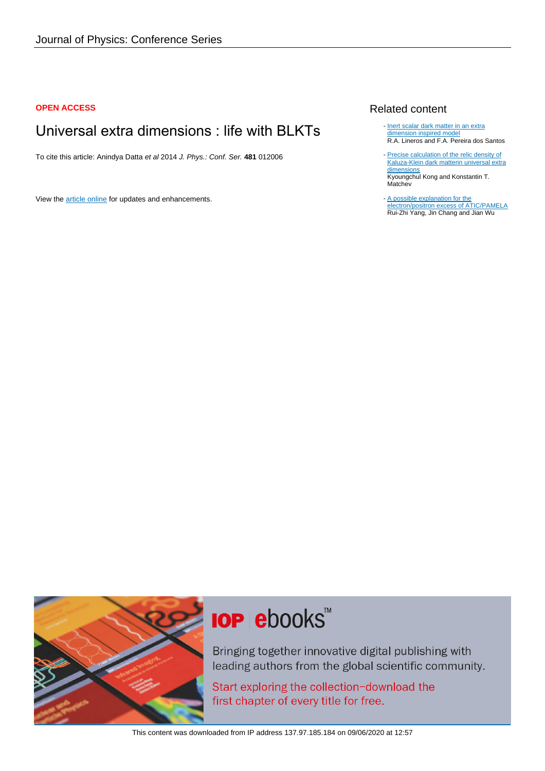Journal of Physics: Conference Series

**OPEN ACCESS**

# Universal extra dimensions : life with BLKTs

To cite this article: Anindya Datta *et al* 2014 *J. Phys.: Conf. Ser.* **481** 012006

View the article online for updates and enhancements.

## Related content

- Inert scalar dark matter in an extra dimension inspired model
  R.A. Lineros and F.A. Pereira dos Santos
- Precise calculation of the relic density of Kaluza-Klein dark matterin universal extra dimensions
  Kyoungchul Kong and Konstantin T. Matchev
- A possible explanation for the electron/positron excess of ATIC/PAMELA
  Rui-Zhi Yang, Jin Chang and Jian Wu

IOP ebooks™

Bringing together innovative digital publishing with leading authors from the global scientific community.

Start exploring the collection–download the first chapter of every title for free.

This content was downloaded from IP address 137.97.185.184 on 09/06/2020 at 12:57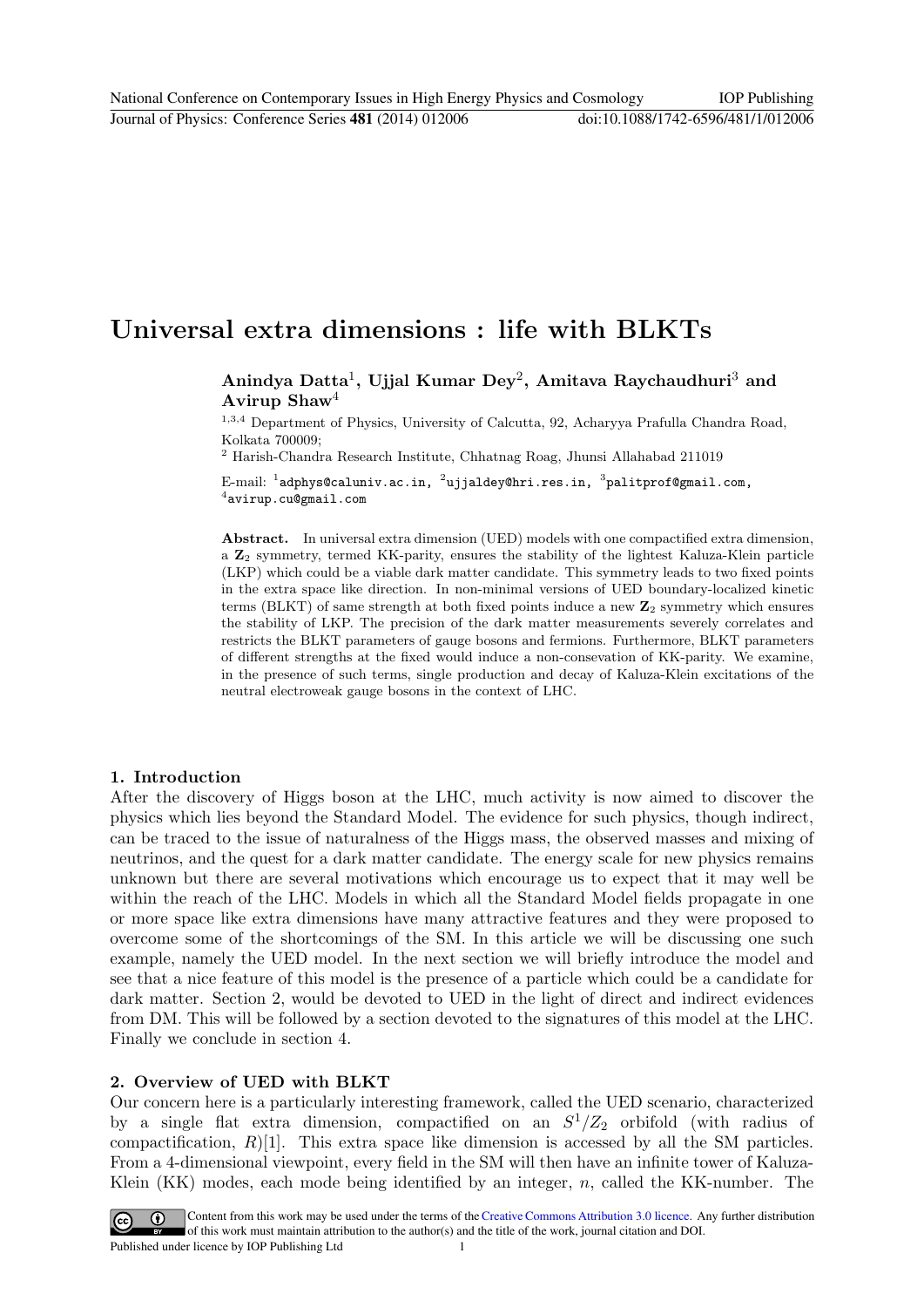# Universal extra dimensions : life with BLKTs

**Anindya Datta**[1], **Ujjal Kumar Dey**[2], **Amitava Raychaudhuri**[3] **and Avirup Shaw**[4]

[1,3,4] Department of Physics, University of Calcutta, 92, Acharyya Prafulla Chandra Road, Kolkata 700009;

[2] Harish-Chandra Research Institute, Chhatnag Roag, Jhunsi Allahabad 211019

E-mail: [1]`adphys@caluniv.ac.in`, [2]`ujjaldey@hri.res.in`, [3]`palitprof@gmail.com`, [4]`avirup.cu@gmail.com`

**Abstract.** In universal extra dimension (UED) models with one compactified extra dimension, a $\mathbf{Z}_2$ symmetry, termed KK-parity, ensures the stability of the lightest Kaluza-Klein particle (LKP) which could be a viable dark matter candidate. This symmetry leads to two fixed points in the extra space like direction. In non-minimal versions of UED boundary-localized kinetic terms (BLKT) of same strength at both fixed points induce a new $\mathbf{Z}_2$ symmetry which ensures the stability of LKP. The precision of the dark matter measurements severely correlates and restricts the BLKT parameters of gauge bosons and fermions. Furthermore, BLKT parameters of different strengths at the fixed would induce a non-consevation of KK-parity. We examine, in the presence of such terms, single production and decay of Kaluza-Klein excitations of the neutral electroweak gauge bosons in the context of LHC.

## 1. Introduction

After the discovery of Higgs boson at the LHC, much activity is now aimed to discover the physics which lies beyond the Standard Model. The evidence for such physics, though indirect, can be traced to the issue of naturalness of the Higgs mass, the observed masses and mixing of neutrinos, and the quest for a dark matter candidate. The energy scale for new physics remains unknown but there are several motivations which encourage us to expect that it may well be within the reach of the LHC. Models in which all the Standard Model fields propagate in one or more space like extra dimensions have many attractive features and they were proposed to overcome some of the shortcomings of the SM. In this article we will be discussing one such example, namely the UED model. In the next section we will briefly introduce the model and see that a nice feature of this model is the presence of a particle which could be a candidate for dark matter. Section 2, would be devoted to UED in the light of direct and indirect evidences from DM. This will be followed by a section devoted to the signatures of this model at the LHC. Finally we conclude in section 4.

## 2. Overview of UED with BLKT

Our concern here is a particularly interesting framework, called the UED scenario, characterized by a single flat extra dimension, compactified on an $S^1/Z_2$ orbifold (with radius of compactification, $R$)[1]. This extra space like dimension is accessed by all the SM particles. From a 4-dimensional viewpoint, every field in the SM will then have an infinite tower of Kaluza-Klein (KK) modes, each mode being identified by an integer, $n$, called the KK-number. The

Content from this work may be used under the terms of the Creative Commons Attribution 3.0 licence. Any further distribution of this work must maintain attribution to the author(s) and the title of the work, journal citation and DOI.
Published under licence by IOP Publishing Ltd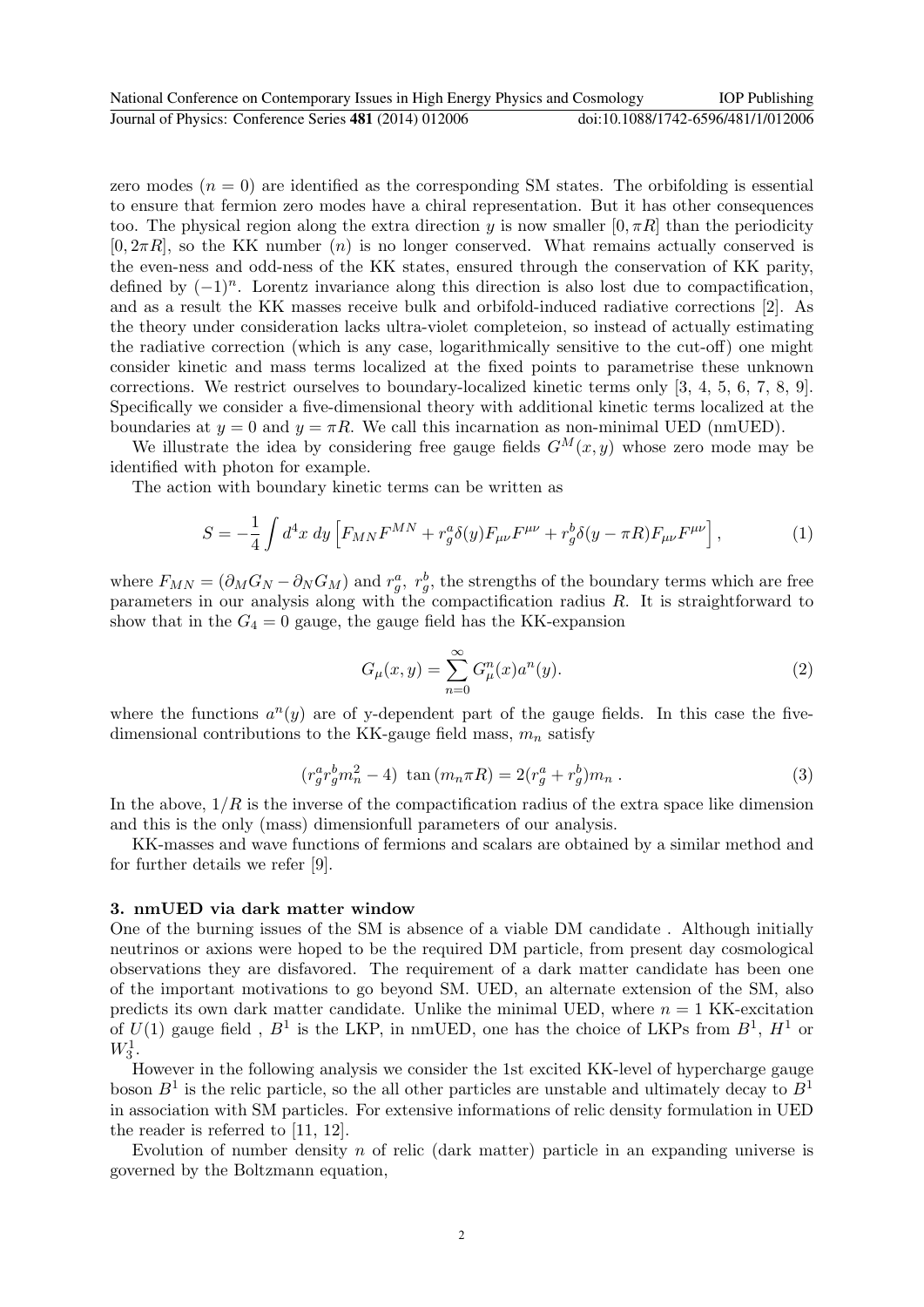zero modes ($n = 0$) are identified as the corresponding SM states. The orbifolding is essential to ensure that fermion zero modes have a chiral representation. But it has other consequences too. The physical region along the extra direction $y$ is now smaller $[0, \pi R]$ than the periodicity $[0, 2\pi R]$, so the KK number ($n$) is no longer conserved. What remains actually conserved is the even-ness and odd-ness of the KK states, ensured through the conservation of KK parity, defined by $(-1)^n$. Lorentz invariance along this direction is also lost due to compactification, and as a result the KK masses receive bulk and orbifold-induced radiative corrections [2]. As the theory under consideration lacks ultra-violet completeion, so instead of actually estimating the radiative correction (which is any case, logarithmically sensitive to the cut-off) one might consider kinetic and mass terms localized at the fixed points to parametrise these unknown corrections. We restrict ourselves to boundary-localized kinetic terms only [3, 4, 5, 6, 7, 8, 9]. Specifically we consider a five-dimensional theory with additional kinetic terms localized at the boundaries at $y = 0$ and $y = \pi R$. We call this incarnation as non-minimal UED (nmUED).

We illustrate the idea by considering free gauge fields $G^M(x, y)$ whose zero mode may be identified with photon for example.

The action with boundary kinetic terms can be written as

$$S = -\frac{1}{4}\int d^4x\, dy \left[F_{MN}F^{MN} + r_g^a\delta(y)F_{\mu\nu}F^{\mu\nu} + r_g^b\delta(y - \pi R)F_{\mu\nu}F^{\mu\nu}\right], \tag{1}$$

where $F_{MN} = (\partial_M G_N - \partial_N G_M)$ and $r_g^a,\ r_g^b$, the strengths of the boundary terms which are free parameters in our analysis along with the compactification radius $R$. It is straightforward to show that in the $G_4 = 0$ gauge, the gauge field has the KK-expansion

$$G_\mu(x, y) = \sum_{n=0}^{\infty} G_\mu^n(x)a^n(y). \tag{2}$$

where the functions $a^n(y)$ are of y-dependent part of the gauge fields. In this case the five-dimensional contributions to the KK-gauge field mass, $m_n$ satisfy

$$(r_g^a r_g^b m_n^2 - 4)\ \tan(m_n\pi R) = 2(r_g^a + r_g^b)m_n\,. \tag{3}$$

In the above, $1/R$ is the inverse of the compactification radius of the extra space like dimension and this is the only (mass) dimensionfull parameters of our analysis.

KK-masses and wave functions of fermions and scalars are obtained by a similar method and for further details we refer [9].

### 3. nmUED via dark matter window

One of the burning issues of the SM is absence of a viable DM candidate . Although initially neutrinos or axions were hoped to be the required DM particle, from present day cosmological observations they are disfavored. The requirement of a dark matter candidate has been one of the important motivations to go beyond SM. UED, an alternate extension of the SM, also predicts its own dark matter candidate. Unlike the minimal UED, where $n = 1$ KK-excitation of $U(1)$ gauge field , $B^1$ is the LKP, in nmUED, one has the choice of LKPs from $B^1$, $H^1$ or $W_3^1$.

However in the following analysis we consider the 1st excited KK-level of hypercharge gauge boson $B^1$ is the relic particle, so the all other particles are unstable and ultimately decay to $B^1$ in association with SM particles. For extensive informations of relic density formulation in UED the reader is referred to [11, 12].

Evolution of number density $n$ of relic (dark matter) particle in an expanding universe is governed by the Boltzmann equation,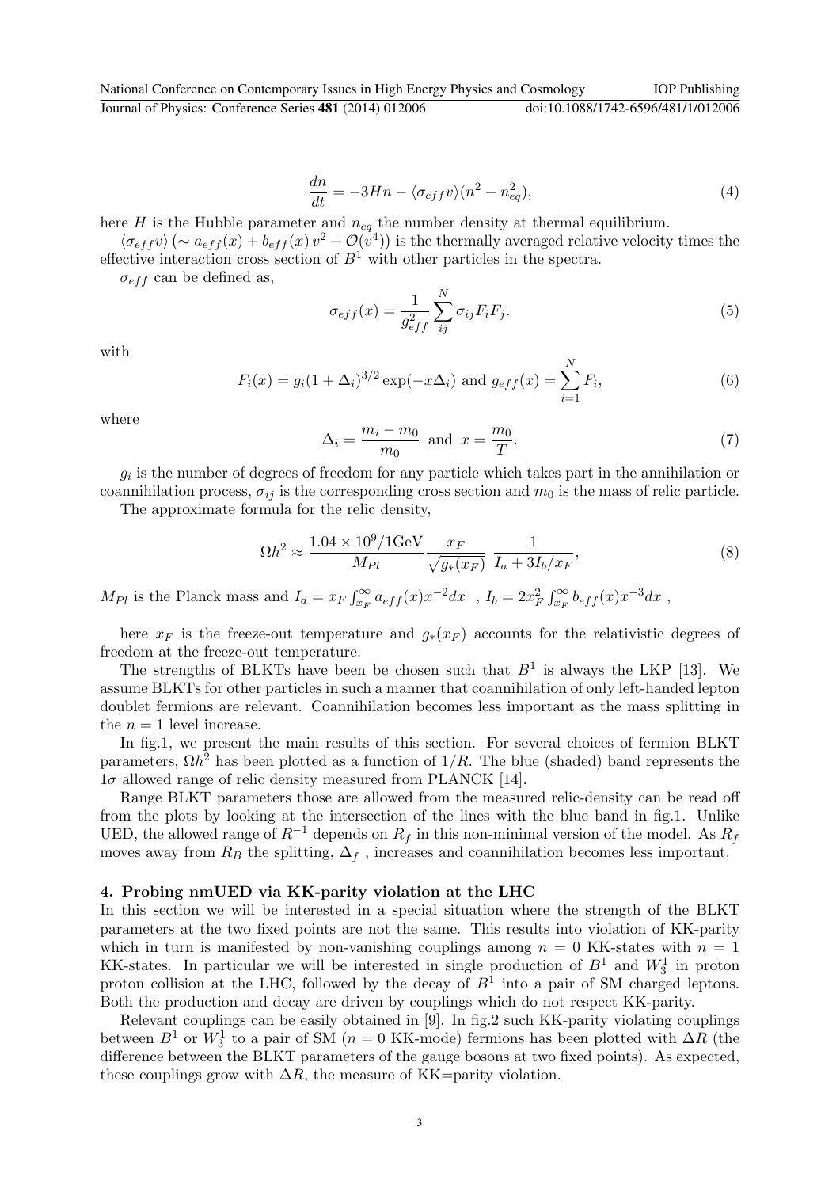$$\frac{dn}{dt} = -3Hn - \langle \sigma_{eff} v \rangle (n^2 - n_{eq}^2), \tag{4}$$

here $H$ is the Hubble parameter and $n_{eq}$ the number density at thermal equilibrium.

$\langle \sigma_{eff} v \rangle$ $(\sim a_{eff}(x) + b_{eff}(x)\, v^2 + \mathcal{O}(v^4))$ is the thermally averaged relative velocity times the effective interaction cross section of $B^1$ with other particles in the spectra.

$\sigma_{eff}$ can be defined as,

$$\sigma_{eff}(x) = \frac{1}{g_{eff}^2} \sum_{ij}^{N} \sigma_{ij} F_i F_j. \tag{5}$$

with

$$F_i(x) = g_i (1 + \Delta_i)^{3/2} \exp(-x\Delta_i) \text{ and } g_{eff}(x) = \sum_{i=1}^{N} F_i, \tag{6}$$

where

$$\Delta_i = \frac{m_i - m_0}{m_0} \text{ and } x = \frac{m_0}{T}. \tag{7}$$

$g_i$ is the number of degrees of freedom for any particle which takes part in the annihilation or coannihilation process, $\sigma_{ij}$ is the corresponding cross section and $m_0$ is the mass of relic particle.

The approximate formula for the relic density,

$$\Omega h^2 \approx \frac{1.04 \times 10^9 / 1\text{GeV}}{M_{Pl}} \frac{x_F}{\sqrt{g_*(x_F)}} \frac{1}{I_a + 3I_b/x_F}, \tag{8}$$

$M_{Pl}$ is the Planck mass and $I_a = x_F \int_{x_F}^{\infty} a_{eff}(x) x^{-2} dx$ , $I_b = 2x_F^2 \int_{x_F}^{\infty} b_{eff}(x) x^{-3} dx$ ,

here $x_F$ is the freeze-out temperature and $g_*(x_F)$ accounts for the relativistic degrees of freedom at the freeze-out temperature.

The strengths of BLKTs have been be chosen such that $B^1$ is always the LKP [13]. We assume BLKTs for other particles in such a manner that coannihilation of only left-handed lepton doublet fermions are relevant. Coannihilation becomes less important as the mass splitting in the $n = 1$ level increase.

In fig.1, we present the main results of this section. For several choices of fermion BLKT parameters, $\Omega h^2$ has been plotted as a function of $1/R$. The blue (shaded) band represents the $1\sigma$ allowed range of relic density measured from PLANCK [14].

Range BLKT parameters those are allowed from the measured relic-density can be read off from the plots by looking at the intersection of the lines with the blue band in fig.1. Unlike UED, the allowed range of $R^{-1}$ depends on $R_f$ in this non-minimal version of the model. As $R_f$ moves away from $R_B$ the splitting, $\Delta_f$ , increases and coannihilation becomes less important.

## 4. Probing nmUED via KK-parity violation at the LHC

In this section we will be interested in a special situation where the strength of the BLKT parameters at the two fixed points are not the same. This results into violation of KK-parity which in turn is manifested by non-vanishing couplings among $n = 0$ KK-states with $n = 1$ KK-states. In particular we will be interested in single production of $B^1$ and $W_3^1$ in proton proton collision at the LHC, followed by the decay of $B^1$ into a pair of SM charged leptons. Both the production and decay are driven by couplings which do not respect KK-parity.

Relevant couplings can be easily obtained in [9]. In fig.2 such KK-parity violating couplings between $B^1$ or $W_3^1$ to a pair of SM ($n = 0$ KK-mode) fermions has been plotted with $\Delta R$ (the difference between the BLKT parameters of the gauge bosons at two fixed points). As expected, these couplings grow with $\Delta R$, the measure of KK=parity violation.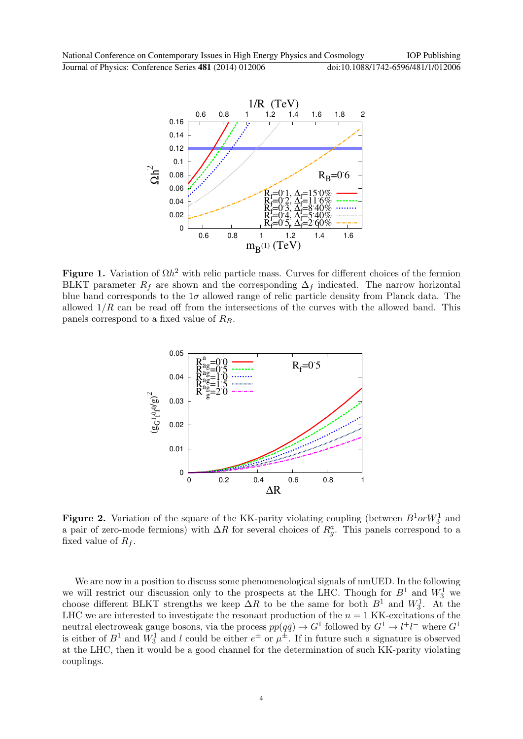1/R (TeV)

0.6 0.8 1 1.2 1.4 1.6 1.8 2

0.16
0.14
0.12
0.1
0.08
0.06
0.04
0.02
0

$\Omega h^2$

$R_B$=0.6

$R_f$=0.1, $\Delta_f$=15.0%
$R_f$=0.2, $\Delta_f$=11.6%
$R_f$=0.3, $\Delta_f$=8.40%
$R_f$=0.4, $\Delta_f$=5.40%
$R_f$=0.5, $\Delta_f$=2.60%

0.6 0.8 1 1.2 1.4 1.6

$m_{B^{(1)}}$ (TeV)

**Figure 1.** Variation of $\Omega h^2$ with relic particle mass. Curves for different choices of the fermion BLKT parameter $R_f$ are shown and the corresponding $\Delta_f$ indicated. The narrow horizontal blue band corresponds to the $1\sigma$ allowed range of relic particle density from Planck data. The allowed $1/R$ can be read off from the intersections of the curves with the allowed band. This panels correspond to a fixed value of $R_B$.

0.05
0.04
0.03
0.02
0.01
0

$(g_{G^1 f^0 f^0}/g)^2$

$R^a_g$=0.0
$R^a_g$=0.5
$R^a_g$=1.0
$R^a_g$=1.5
$R^a_g$=2.0

$R_f$=0.5

0 0.2 0.4 0.6 0.8 1

$\Delta R$

**Figure 2.** Variation of the square of the KK-parity violating coupling (between $B^1 or W^1_3$ and a pair of zero-mode fermions) with $\Delta R$ for several choices of $R^a_g$. This panels correspond to a fixed value of $R_f$.

We are now in a position to discuss some phenomenological signals of nmUED. In the following we will restrict our discussion only to the prospects at the LHC. Though for $B^1$ and $W^1_3$ we choose different BLKT strengths we keep $\Delta R$ to be the same for both $B^1$ and $W^1_3$. At the LHC we are interested to investigate the resonant production of the $n = 1$ KK-excitations of the neutral electroweak gauge bosons, via the process $pp(q\bar{q}) \rightarrow G^1$ followed by $G^1 \rightarrow l^+l^-$ where $G^1$ is either of $B^1$ and $W^1_3$ and $l$ could be either $e^\pm$ or $\mu^\pm$. If in future such a signature is observed at the LHC, then it would be a good channel for the determination of such KK-parity violating couplings.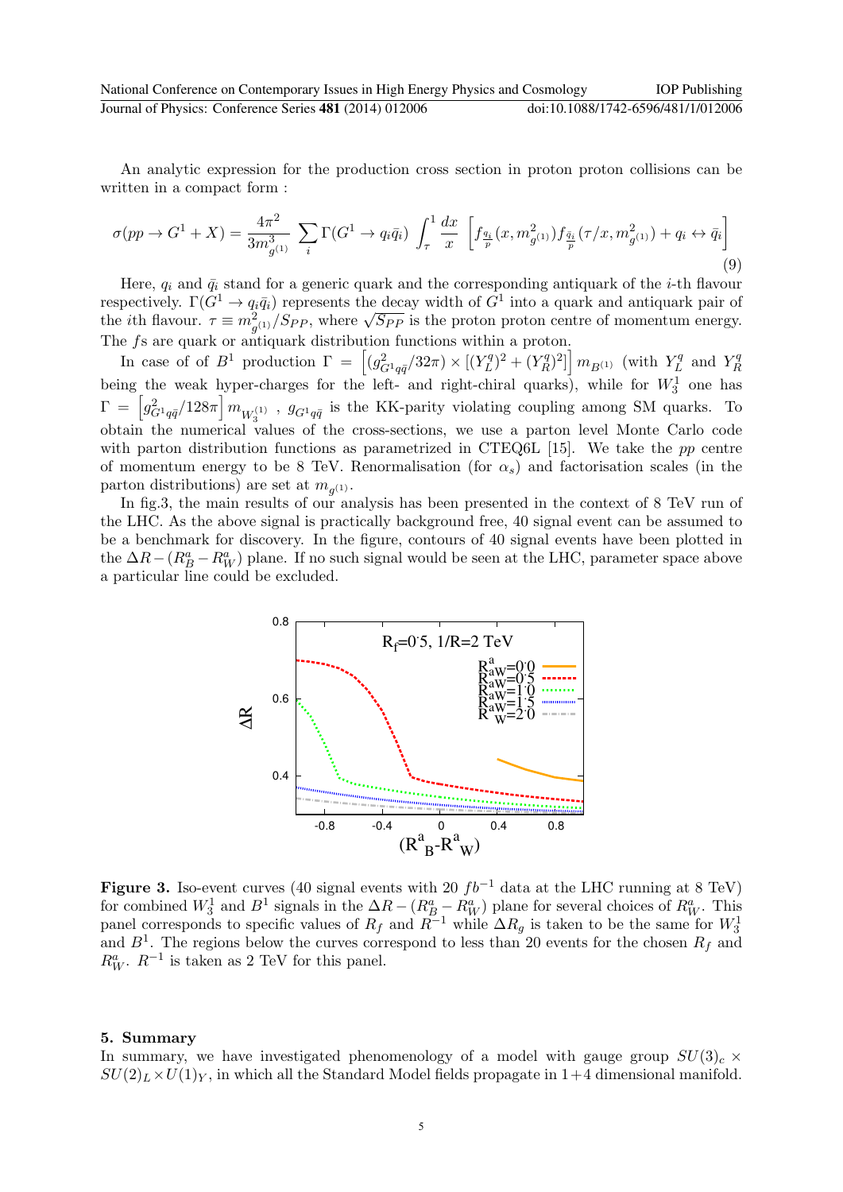An analytic expression for the production cross section in proton proton collisions can be written in a compact form :

$$\sigma(pp \to G^1 + X) = \frac{4\pi^2}{3m^3_{g^{(1)}}} \sum_i \Gamma(G^1 \to q_i\bar{q}_i) \int_\tau^1 \frac{dx}{x} \left[ f_{\frac{q_i}{p}}(x, m^2_{g^{(1)}}) f_{\frac{\bar{q}_i}{p}}(\tau/x, m^2_{g^{(1)}}) + q_i \leftrightarrow \bar{q}_i \right] \tag{9}$$

Here, $q_i$ and $\bar{q}_i$ stand for a generic quark and the corresponding antiquark of the $i$-th flavour respectively. $\Gamma(G^1 \to q_i\bar{q}_i)$ represents the decay width of $G^1$ into a quark and antiquark pair of the $i$th flavour. $\tau \equiv m^2_{g^{(1)}}/S_{PP}$, where $\sqrt{S_{PP}}$ is the proton proton centre of momentum energy. The $f$s are quark or antiquark distribution functions within a proton.

In case of of $B^1$ production $\Gamma = \left[(g^2_{G^1q\bar{q}}/32\pi) \times [(Y^q_L)^2 + (Y^q_R)^2]\right] m_{B^{(1)}}$ (with $Y^q_L$ and $Y^q_R$ being the weak hyper-charges for the left- and right-chiral quarks), while for $W^1_3$ one has $\Gamma = \left[g^2_{G^1q\bar{q}}/128\pi\right] m_{W_3^{(1)}}$ , $g_{G^1q\bar{q}}$ is the KK-parity violating coupling among SM quarks. To obtain the numerical values of the cross-sections, we use a parton level Monte Carlo code with parton distribution functions as parametrized in CTEQ6L [15]. We take the $pp$ centre of momentum energy to be 8 TeV. Renormalisation (for $\alpha_s$) and factorisation scales (in the parton distributions) are set at $m_{g^{(1)}}$.

In fig.3, the main results of our analysis has been presented in the context of 8 TeV run of the LHC. As the above signal is practically background free, 40 signal event can be assumed to be a benchmark for discovery. In the figure, contours of 40 signal events have been plotted in the $\Delta R - (R^a_B - R^a_W)$ plane. If no such signal would be seen at the LHC, parameter space above a particular line could be excluded.

R_f=0.5, 1/R=2 TeV
R^a_W=0.0
R^a_W=0.5
R^a_W=1.0
R^a_W=1.5
R^a_W=2.0
ΔR
(R^a_B-R^a_W)
0.8
0.6
0.4
-0.8
-0.4
0
0.4
0.8

**Figure 3.** Iso-event curves (40 signal events with 20 $fb^{-1}$ data at the LHC running at 8 TeV) for combined $W^1_3$ and $B^1$ signals in the $\Delta R - (R^a_B - R^a_W)$ plane for several choices of $R^a_W$. This panel corresponds to specific values of $R_f$ and $R^{-1}$ while $\Delta R_g$ is taken to be the same for $W^1_3$ and $B^1$. The regions below the curves correspond to less than 20 events for the chosen $R_f$ and $R^a_W$. $R^{-1}$ is taken as 2 TeV for this panel.

## 5. Summary

In summary, we have investigated phenomenology of a model with gauge group $SU(3)_c \times SU(2)_L \times U(1)_Y$, in which all the Standard Model fields propagate in 1+4 dimensional manifold.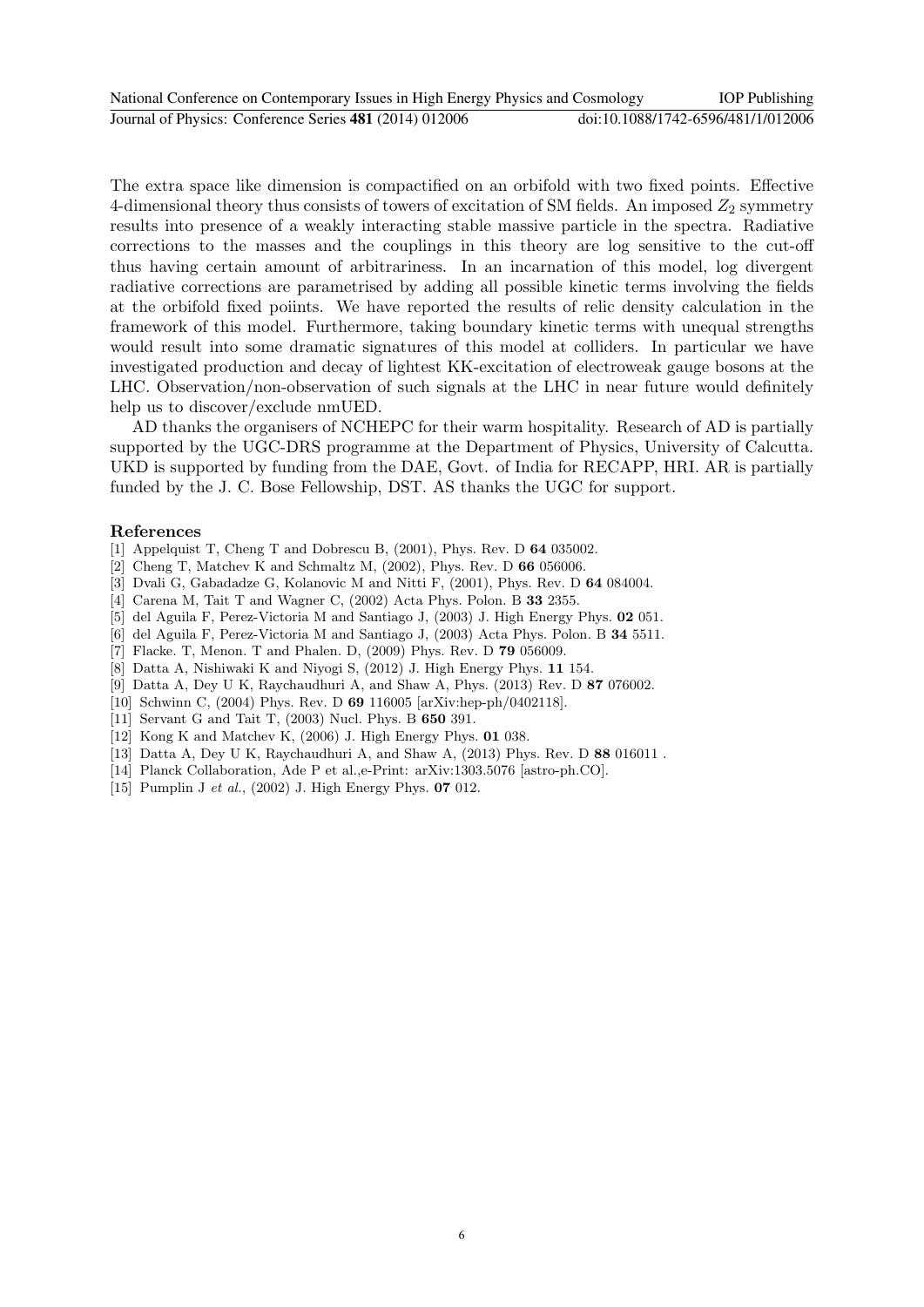The extra space like dimension is compactified on an orbifold with two fixed points. Effective 4-dimensional theory thus consists of towers of excitation of SM fields. An imposed $Z_2$ symmetry results into presence of a weakly interacting stable massive particle in the spectra. Radiative corrections to the masses and the couplings in this theory are log sensitive to the cut-off thus having certain amount of arbitrariness. In an incarnation of this model, log divergent radiative corrections are parametrised by adding all possible kinetic terms involving the fields at the orbifold fixed poiints. We have reported the results of relic density calculation in the framework of this model. Furthermore, taking boundary kinetic terms with unequal strengths would result into some dramatic signatures of this model at colliders. In particular we have investigated production and decay of lightest KK-excitation of electroweak gauge bosons at the LHC. Observation/non-observation of such signals at the LHC in near future would definitely help us to discover/exclude nmUED.

AD thanks the organisers of NCHEPC for their warm hospitality. Research of AD is partially supported by the UGC-DRS programme at the Department of Physics, University of Calcutta. UKD is supported by funding from the DAE, Govt. of India for RECAPP, HRI. AR is partially funded by the J. C. Bose Fellowship, DST. AS thanks the UGC for support.

## References

[1] Appelquist T, Cheng T and Dobrescu B, (2001), Phys. Rev. D **64** 035002.
[2] Cheng T, Matchev K and Schmaltz M, (2002), Phys. Rev. D **66** 056006.
[3] Dvali G, Gabadadze G, Kolanovic M and Nitti F, (2001), Phys. Rev. D **64** 084004.
[4] Carena M, Tait T and Wagner C, (2002) Acta Phys. Polon. B **33** 2355.
[5] del Aguila F, Perez-Victoria M and Santiago J, (2003) J. High Energy Phys. **02** 051.
[6] del Aguila F, Perez-Victoria M and Santiago J, (2003) Acta Phys. Polon. B **34** 5511.
[7] Flacke. T, Menon. T and Phalen. D, (2009) Phys. Rev. D **79** 056009.
[8] Datta A, Nishiwaki K and Niyogi S, (2012) J. High Energy Phys. **11** 154.
[9] Datta A, Dey U K, Raychaudhuri A, and Shaw A, Phys. (2013) Rev. D **87** 076002.
[10] Schwinn C, (2004) Phys. Rev. D **69** 116005 [arXiv:hep-ph/0402118].
[11] Servant G and Tait T, (2003) Nucl. Phys. B **650** 391.
[12] Kong K and Matchev K, (2006) J. High Energy Phys. **01** 038.
[13] Datta A, Dey U K, Raychaudhuri A, and Shaw A, (2013) Phys. Rev. D **88** 016011 .
[14] Planck Collaboration, Ade P et al.,e-Print: arXiv:1303.5076 [astro-ph.CO].
[15] Pumplin J *et al.*, (2002) J. High Energy Phys. **07** 012.